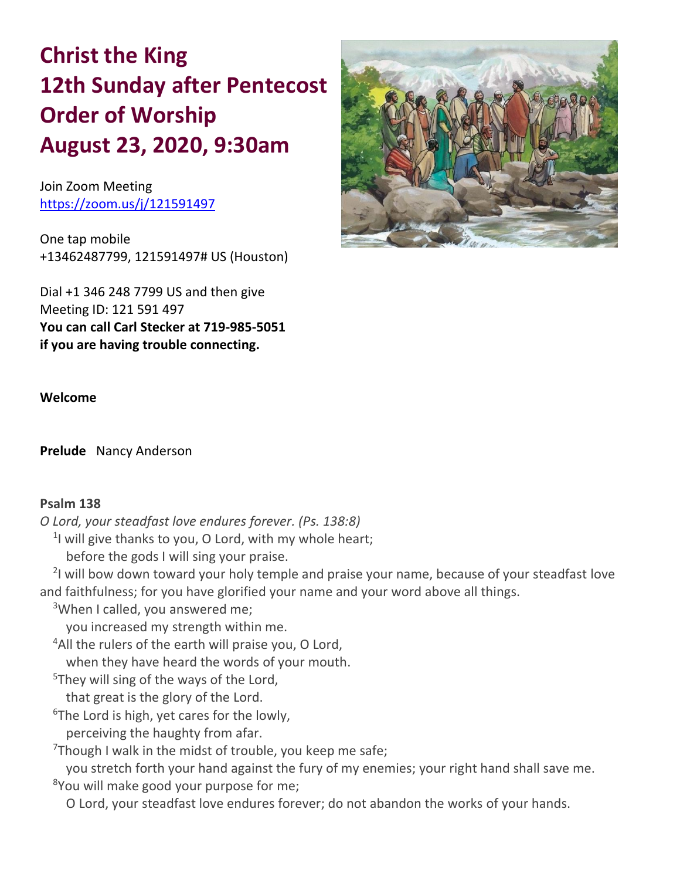# Christ the King
# 12th Sunday after Pentecost
# Order of Worship
# August 23, 2020, 9:30am

Join Zoom Meeting
https://zoom.us/j/121591497

One tap mobile
+13462487799, 121591497# US (Houston)

Dial +1 346 248 7799 US and then give
Meeting ID: 121 591 497
**You can call Carl Stecker at 719-985-5051**
**if you are having trouble connecting.**

**Welcome**

**Prelude** Nancy Anderson

**Psalm 138**

*O Lord, your steadfast love endures forever. (Ps. 138:8)*

[1]I will give thanks to you, O Lord, with my whole heart;
before the gods I will sing your praise.

[2]I will bow down toward your holy temple and praise your name, because of your steadfast love and faithfulness; for you have glorified your name and your word above all things.

[3]When I called, you answered me;
you increased my strength within me.

[4]All the rulers of the earth will praise you, O Lord,
when they have heard the words of your mouth.

[5]They will sing of the ways of the Lord,
that great is the glory of the Lord.

[6]The Lord is high, yet cares for the lowly,
perceiving the haughty from afar.

[7]Though I walk in the midst of trouble, you keep me safe;
you stretch forth your hand against the fury of my enemies; your right hand shall save me.

[8]You will make good your purpose for me;
O Lord, your steadfast love endures forever; do not abandon the works of your hands.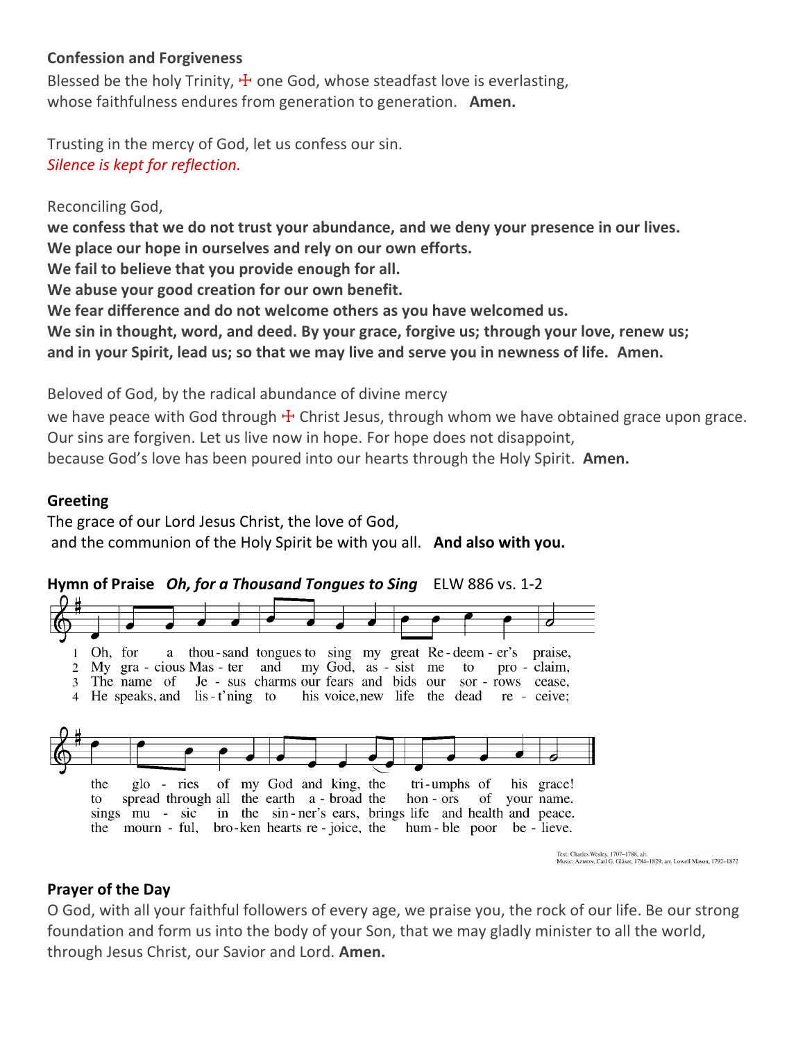**Confession and Forgiveness**

Blessed be the holy Trinity, ☩ one God, whose steadfast love is everlasting,
whose faithfulness endures from generation to generation. **Amen.**

Trusting in the mercy of God, let us confess our sin.
*Silence is kept for reflection.*

Reconciling God,
**we confess that we do not trust your abundance, and we deny your presence in our lives.**
**We place our hope in ourselves and rely on our own efforts.**
**We fail to believe that you provide enough for all.**
**We abuse your good creation for our own benefit.**
**We fear difference and do not welcome others as you have welcomed us.**
**We sin in thought, word, and deed. By your grace, forgive us; through your love, renew us; and in your Spirit, lead us; so that we may live and serve you in newness of life. Amen.**

Beloved of God, by the radical abundance of divine mercy
we have peace with God through ☩ Christ Jesus, through whom we have obtained grace upon grace.
Our sins are forgiven. Let us live now in hope. For hope does not disappoint,
because God's love has been poured into our hearts through the Holy Spirit. **Amen.**

**Greeting**

The grace of our Lord Jesus Christ, the love of God,
and the communion of the Holy Spirit be with you all. **And also with you.**

**Hymn of Praise** ***Oh, for a Thousand Tongues to Sing*** ELW 886 vs. 1-2

1 Oh, for a thousand tongues to sing my great Redeemer's praise, the glories of my God and king, the triumphs of his grace!

2 My gracious Master and my God, assist me to proclaim, to spread through all the earth abroad the honors of your name.

3 The name of Jesus charms our fears and bids our sorrows cease, sings music in the sinner's ears, brings life and health and peace.

4 He speaks, and list'ning to his voice, new life the dead receive; the mournful, broken hearts rejoice, the humble poor believe.

Text: Charles Wesley, 1707–1788, alt.
Music: AZMON, Carl G. Gläser, 1784–1829; arr. Lowell Mason, 1792–1872

**Prayer of the Day**

O God, with all your faithful followers of every age, we praise you, the rock of our life. Be our strong foundation and form us into the body of your Son, that we may gladly minister to all the world, through Jesus Christ, our Savior and Lord. **Amen.**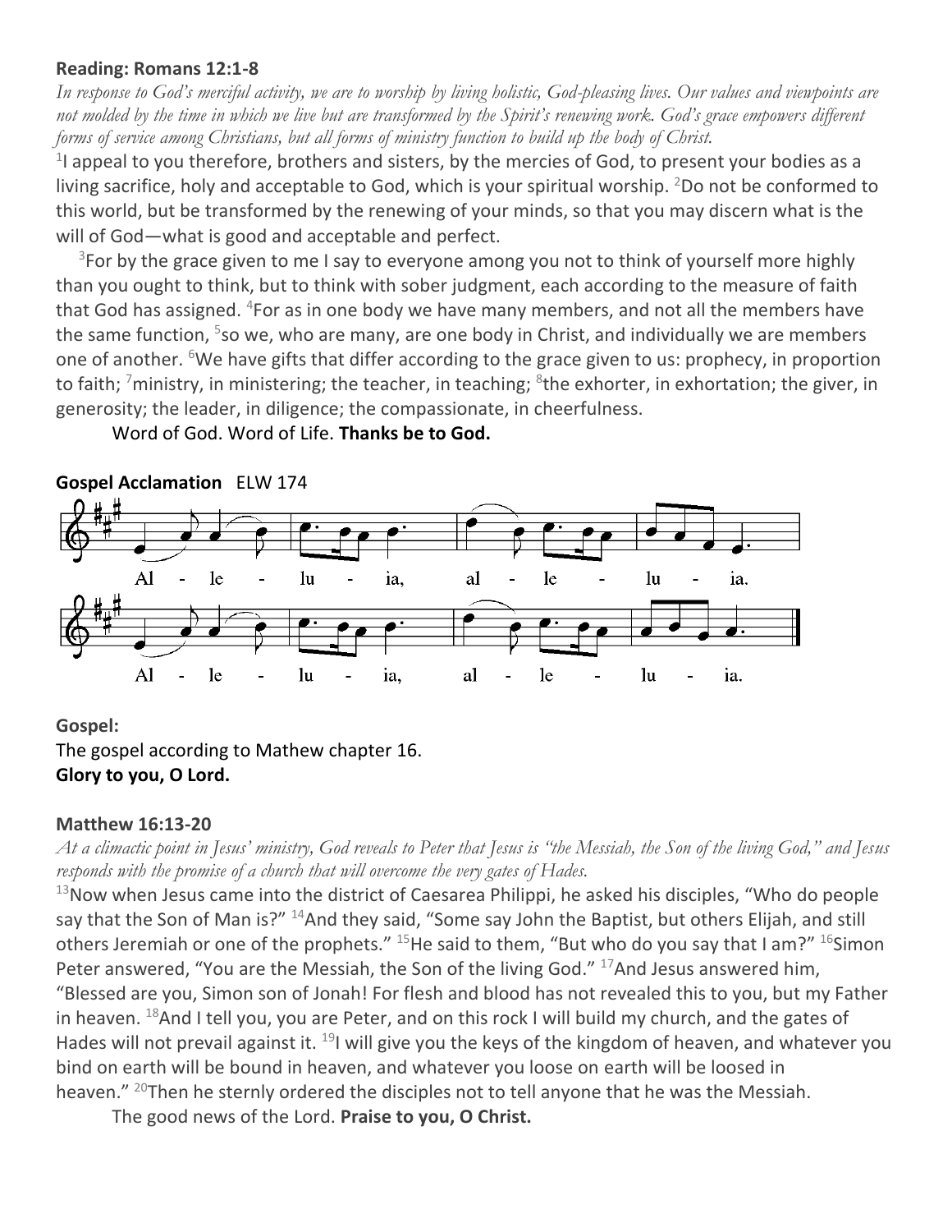**Reading: Romans 12:1-8**

*In response to God's merciful activity, we are to worship by living holistic, God-pleasing lives. Our values and viewpoints are not molded by the time in which we live but are transformed by the Spirit's renewing work. God's grace empowers different forms of service among Christians, but all forms of ministry function to build up the body of Christ.*

[1]I appeal to you therefore, brothers and sisters, by the mercies of God, to present your bodies as a living sacrifice, holy and acceptable to God, which is your spiritual worship. [2]Do not be conformed to this world, but be transformed by the renewing of your minds, so that you may discern what is the will of God—what is good and acceptable and perfect.

[3]For by the grace given to me I say to everyone among you not to think of yourself more highly than you ought to think, but to think with sober judgment, each according to the measure of faith that God has assigned. [4]For as in one body we have many members, and not all the members have the same function, [5]so we, who are many, are one body in Christ, and individually we are members one of another. [6]We have gifts that differ according to the grace given to us: prophecy, in proportion to faith; [7]ministry, in ministering; the teacher, in teaching; [8]the exhorter, in exhortation; the giver, in generosity; the leader, in diligence; the compassionate, in cheerfulness.

Word of God. Word of Life. **Thanks be to God.**

**Gospel Acclamation** ELW 174

Al - le - lu - ia, al - le - lu - ia.

Al - le - lu - ia, al - le - lu - ia.

**Gospel:**

The gospel according to Mathew chapter 16.

**Glory to you, O Lord.**

**Matthew 16:13-20**

*At a climactic point in Jesus' ministry, God reveals to Peter that Jesus is "the Messiah, the Son of the living God," and Jesus responds with the promise of a church that will overcome the very gates of Hades.*

[13]Now when Jesus came into the district of Caesarea Philippi, he asked his disciples, "Who do people say that the Son of Man is?" [14]And they said, "Some say John the Baptist, but others Elijah, and still others Jeremiah or one of the prophets." [15]He said to them, "But who do you say that I am?" [16]Simon Peter answered, "You are the Messiah, the Son of the living God." [17]And Jesus answered him, "Blessed are you, Simon son of Jonah! For flesh and blood has not revealed this to you, but my Father in heaven. [18]And I tell you, you are Peter, and on this rock I will build my church, and the gates of Hades will not prevail against it. [19]I will give you the keys of the kingdom of heaven, and whatever you bind on earth will be bound in heaven, and whatever you loose on earth will be loosed in heaven." [20]Then he sternly ordered the disciples not to tell anyone that he was the Messiah.

The good news of the Lord. **Praise to you, O Christ.**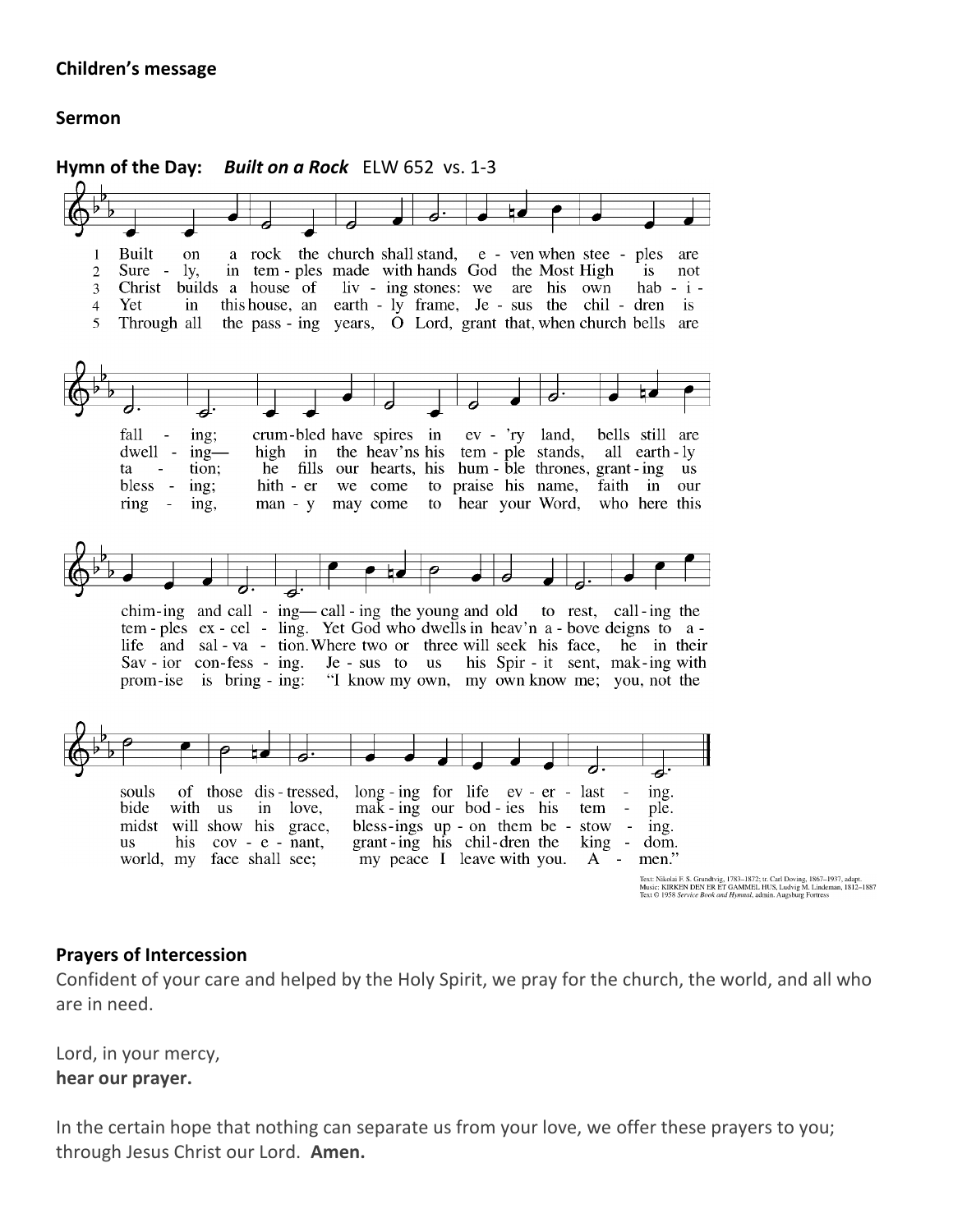**Children's message**

**Sermon**

**Hymn of the Day:** ***Built on a Rock*** ELW 652 vs. 1-3

1 Built on a rock the church shall stand, even when steeples are falling; crumbled have spires in ev'ry land, bells still are chiming and calling— calling the young and old to rest, calling the souls of those distressed, longing for life everlasting.

2 Surely, in temples made with hands God the Most High is not dwelling— high in the heav'ns his temple stands, all earthly temples excelling. Yet God who dwells in heav'n above deigns to abide with us in love, making our bodies his temple.

3 Christ builds a house of living stones: we are his own habitation; he fills our hearts, his humble thrones, granting us life and salvation. Where two or three will seek his face, he in their midst will show his grace, blessings upon them bestowing.

4 Yet in this house, an earthly frame, Jesus the children is blessing; hither we come to praise his name, faith in our Savior confessing. Jesus to us his Spirit sent, making with us his covenant, granting his children the kingdom.

5 Through all the passing years, O Lord, grant that, when church bells are ringing, many may come to hear your Word, who here this promise is bringing: "I know my own, my own know me; you, not the world, my face shall see; my peace I leave with you. Amen."

Text: Nikolai F. S. Grundtvig, 1783–1872; tr. Carl Doving, 1867–1937, adapt.
Music: KIRKEN DEN ER ET GAMMEL HUS, Ludvig M. Lindeman, 1812–1887
Text © 1958 *Service Book and Hymnal*, admin. Augsburg Fortress

**Prayers of Intercession**

Confident of your care and helped by the Holy Spirit, we pray for the church, the world, and all who are in need.

Lord, in your mercy,
**hear our prayer.**

In the certain hope that nothing can separate us from your love, we offer these prayers to you; through Jesus Christ our Lord. **Amen.**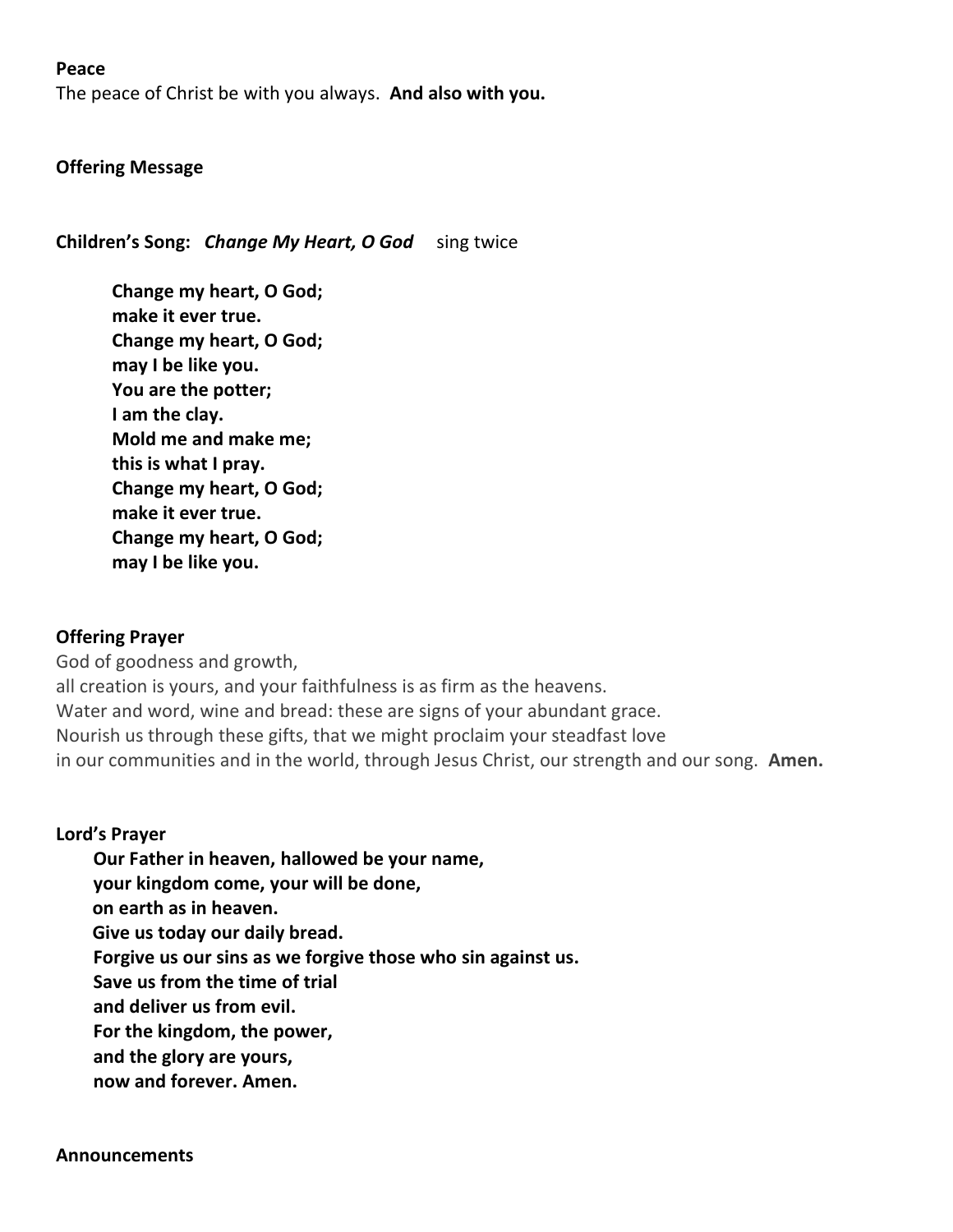**Peace**

The peace of Christ be with you always. **And also with you.**

**Offering Message**

**Children's Song:** ***Change My Heart, O God*** sing twice

> **Change my heart, O God;**
> **make it ever true.**
> **Change my heart, O God;**
> **may I be like you.**
> **You are the potter;**
> **I am the clay.**
> **Mold me and make me;**
> **this is what I pray.**
> **Change my heart, O God;**
> **make it ever true.**
> **Change my heart, O God;**
> **may I be like you.**

**Offering Prayer**

God of goodness and growth,
all creation is yours, and your faithfulness is as firm as the heavens.
Water and word, wine and bread: these are signs of your abundant grace.
Nourish us through these gifts, that we might proclaim your steadfast love
in our communities and in the world, through Jesus Christ, our strength and our song. **Amen.**

**Lord's Prayer**

> **Our Father in heaven, hallowed be your name,**
> **your kingdom come, your will be done,**
> **on earth as in heaven.**
> **Give us today our daily bread.**
> **Forgive us our sins as we forgive those who sin against us.**
> **Save us from the time of trial**
> **and deliver us from evil.**
> **For the kingdom, the power,**
> **and the glory are yours,**
> **now and forever. Amen.**

**Announcements**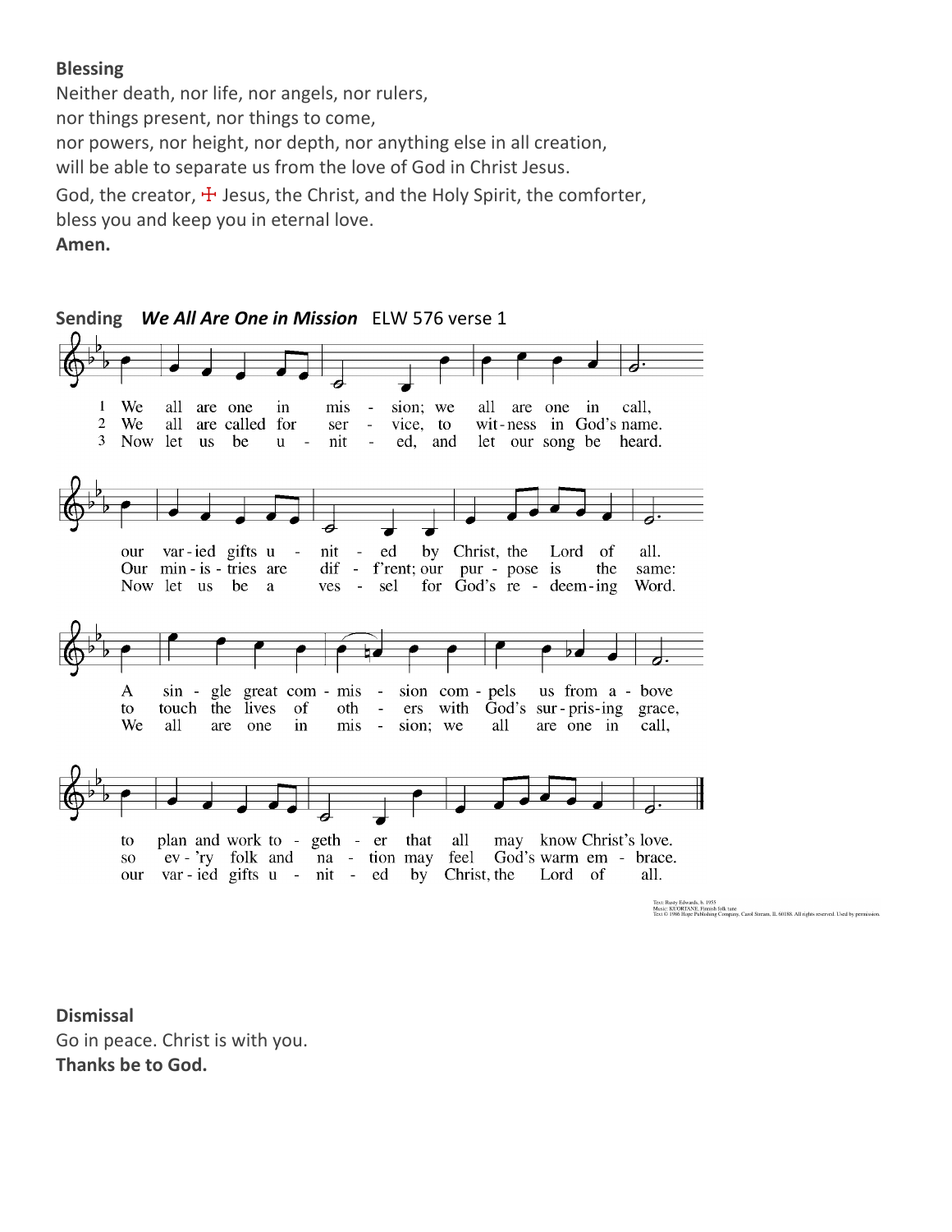**Blessing**

Neither death, nor life, nor angels, nor rulers,
nor things present, nor things to come,
nor powers, nor height, nor depth, nor anything else in all creation,
will be able to separate us from the love of God in Christ Jesus.
God, the creator, ☩ Jesus, the Christ, and the Holy Spirit, the comforter,
bless you and keep you in eternal love.
**Amen.**

**Sending** ***We All Are One in Mission*** ELW 576 verse 1

1 We all are one in mis - sion; we all are one in call,
2 We all are called for ser - vice, to wit-ness in God's name.
3 Now let us be u - nit - ed, and let our song be heard.

our var-ied gifts u - nit - ed by Christ, the Lord of all.
Our min-is-tries are dif - f'rent; our pur - pose is the same:
Now let us be a ves - sel for God's re - deem-ing Word.

A sin - gle great com - mis - sion com - pels us from a - bove
to touch the lives of oth - ers with God's sur-pris-ing grace,
We all are one in mis - sion; we all are one in call,

to plan and work to - geth - er that all may know Christ's love.
so ev - 'ry folk and na - tion may feel God's warm em - brace.
our var-ied gifts u - nit - ed by Christ, the Lord of all.

Text: Rusty Edwards, b. 1955
Music: KUORTANE, Finnish folk tune
Text © 1986 Hope Publishing Company, Carol Stream, IL 60188. All rights reserved. Used by permission.

**Dismissal**

Go in peace. Christ is with you.
**Thanks be to God.**